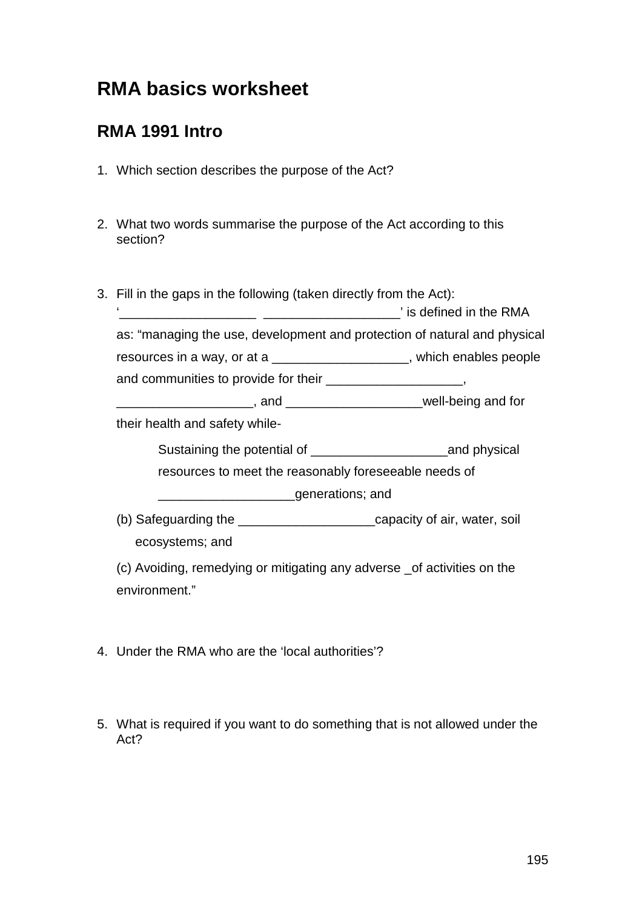# RMA basics worksheet

## RMA 1991 Intro

1. Which section describes the purpose of the Act?

2. What two words summarise the purpose of the Act according to this section?

3. Fill in the gaps in the following (taken directly from the Act):
   '___________________ ___________________' is defined in the RMA as: "managing the use, development and protection of natural and physical resources in a way, or at a ___________________, which enables people and communities to provide for their ___________________, ___________________, and ___________________well-being and for their health and safety while-

   Sustaining the potential of ___________________and physical resources to meet the reasonably foreseeable needs of ___________________generations; and

   (b) Safeguarding the ___________________capacity of air, water, soil ecosystems; and

   (c) Avoiding, remedying or mitigating any adverse _of activities on the environment."

4. Under the RMA who are the 'local authorities'?

5. What is required if you want to do something that is not allowed under the Act?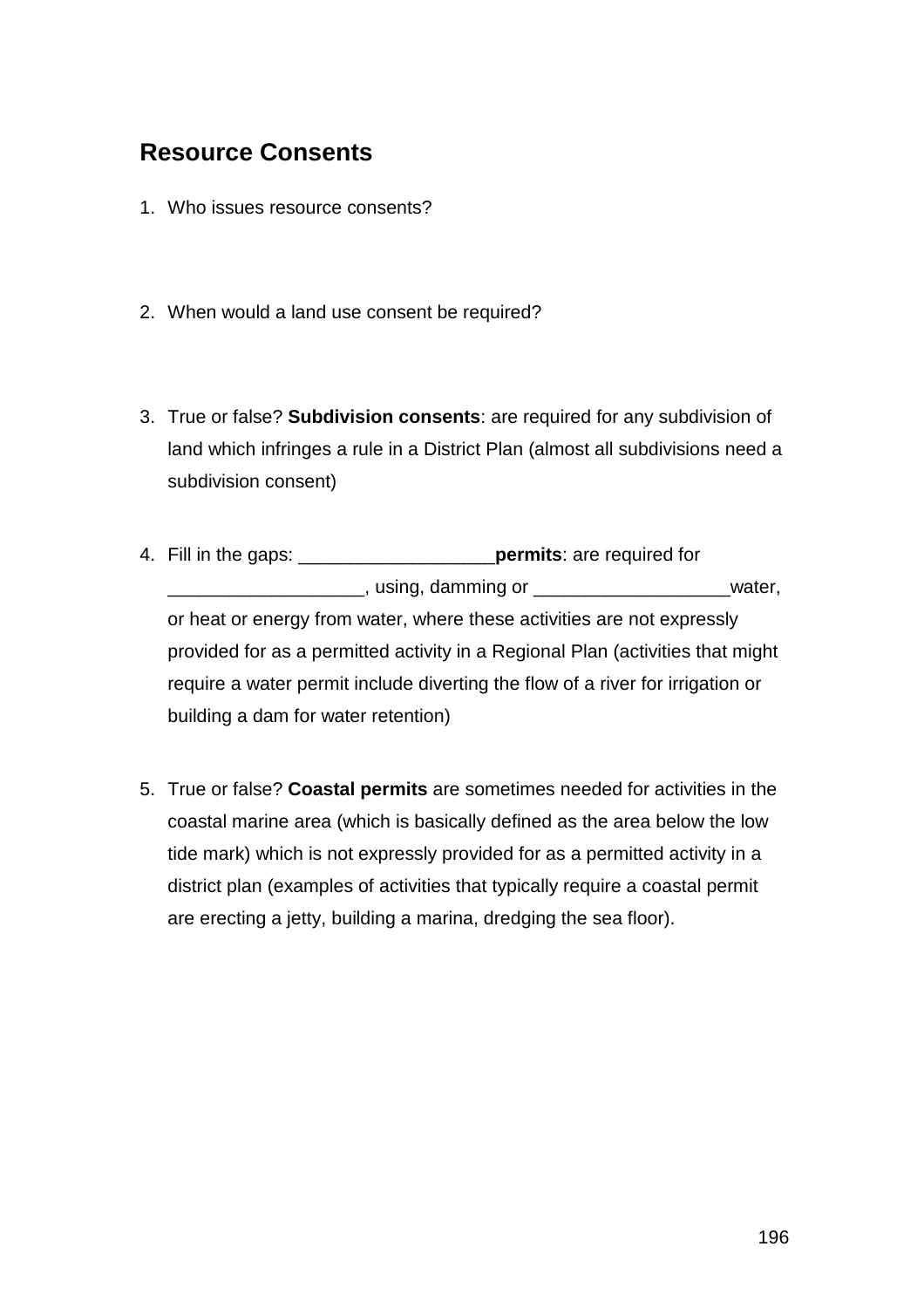## Resource Consents

1. Who issues resource consents?

2. When would a land use consent be required?

3. True or false? **Subdivision consents**: are required for any subdivision of land which infringes a rule in a District Plan (almost all subdivisions need a subdivision consent)

4. Fill in the gaps: ___________________**permits**: are required for ___________________, using, damming or ___________________water, or heat or energy from water, where these activities are not expressly provided for as a permitted activity in a Regional Plan (activities that might require a water permit include diverting the flow of a river for irrigation or building a dam for water retention)

5. True or false? **Coastal permits** are sometimes needed for activities in the coastal marine area (which is basically defined as the area below the low tide mark) which is not expressly provided for as a permitted activity in a district plan (examples of activities that typically require a coastal permit are erecting a jetty, building a marina, dredging the sea floor).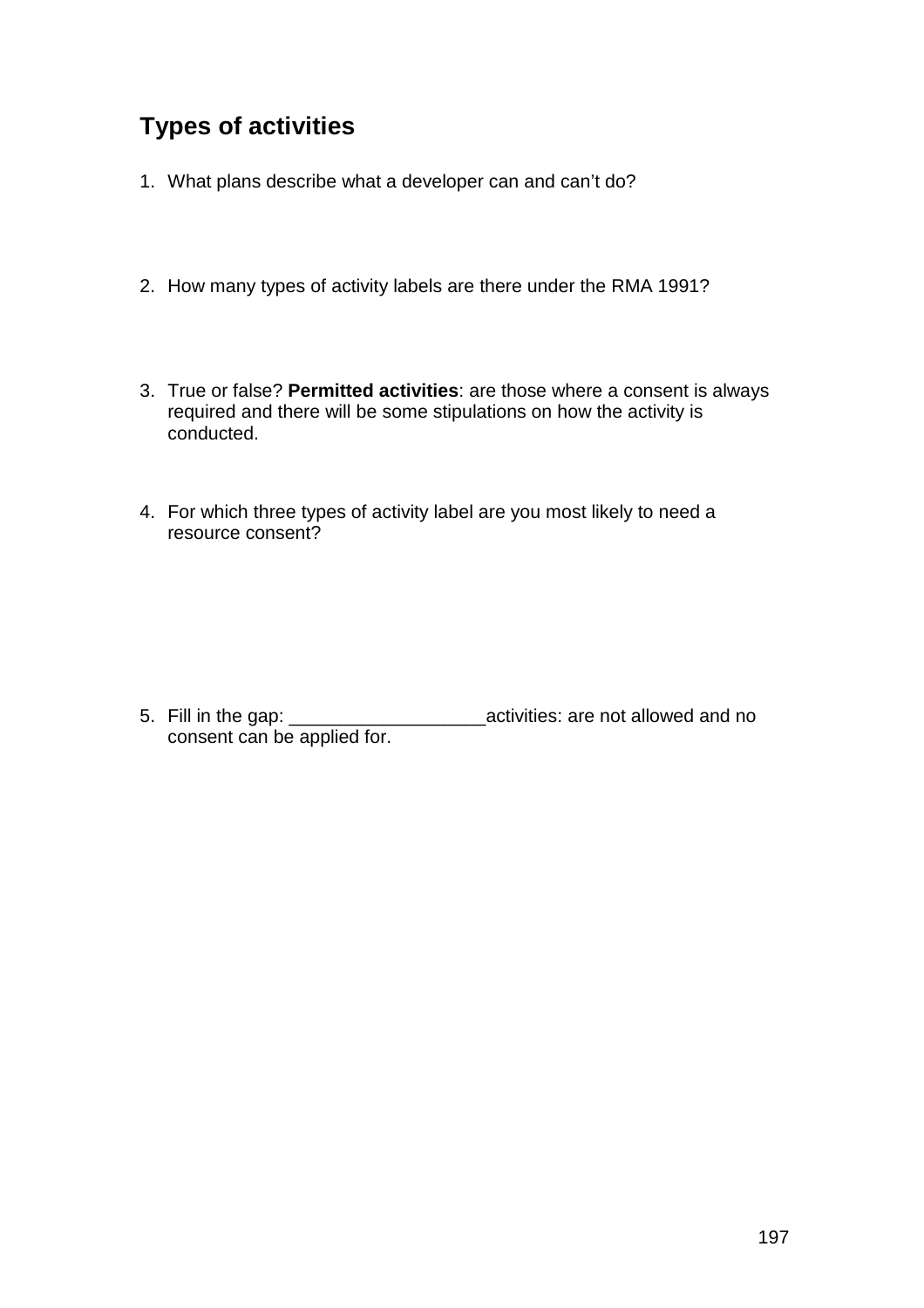## Types of activities

1. What plans describe what a developer can and can’t do?

2. How many types of activity labels are there under the RMA 1991?

3. True or false? **Permitted activities**: are those where a consent is always required and there will be some stipulations on how the activity is conducted.

4. For which three types of activity label are you most likely to need a resource consent?

5. Fill in the gap: ___________________activities: are not allowed and no consent can be applied for.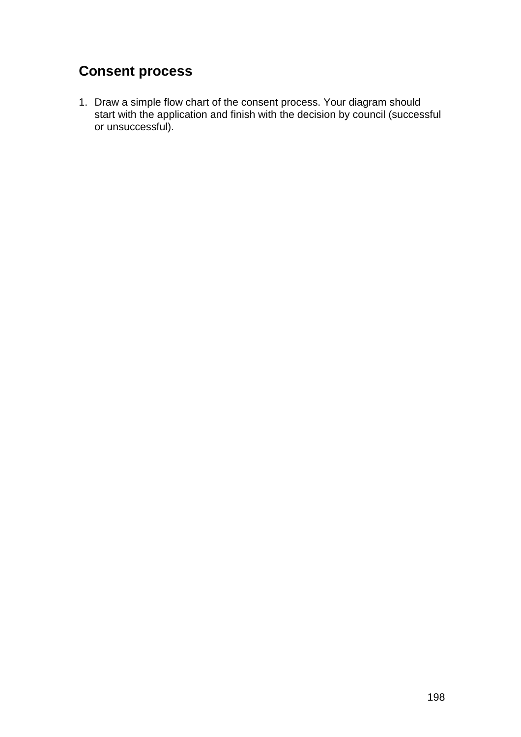## Consent process

1. Draw a simple flow chart of the consent process. Your diagram should start with the application and finish with the decision by council (successful or unsuccessful).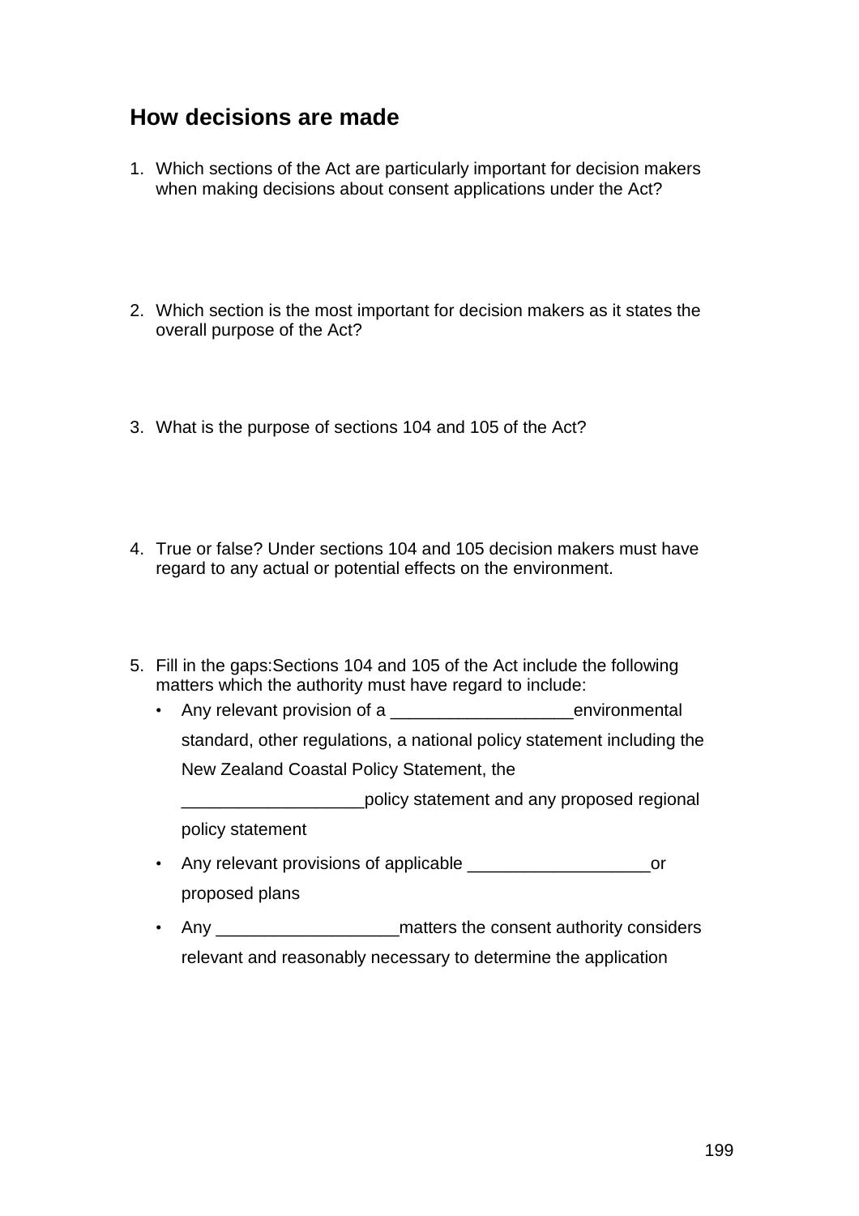## How decisions are made

1. Which sections of the Act are particularly important for decision makers when making decisions about consent applications under the Act?

2. Which section is the most important for decision makers as it states the overall purpose of the Act?

3. What is the purpose of sections 104 and 105 of the Act?

4. True or false? Under sections 104 and 105 decision makers must have regard to any actual or potential effects on the environment.

5. Fill in the gaps:Sections 104 and 105 of the Act include the following matters which the authority must have regard to include:
   - Any relevant provision of a ___________________environmental standard, other regulations, a national policy statement including the New Zealand Coastal Policy Statement, the ___________________policy statement and any proposed regional policy statement
   - Any relevant provisions of applicable ___________________or proposed plans
   - Any ___________________matters the consent authority considers relevant and reasonably necessary to determine the application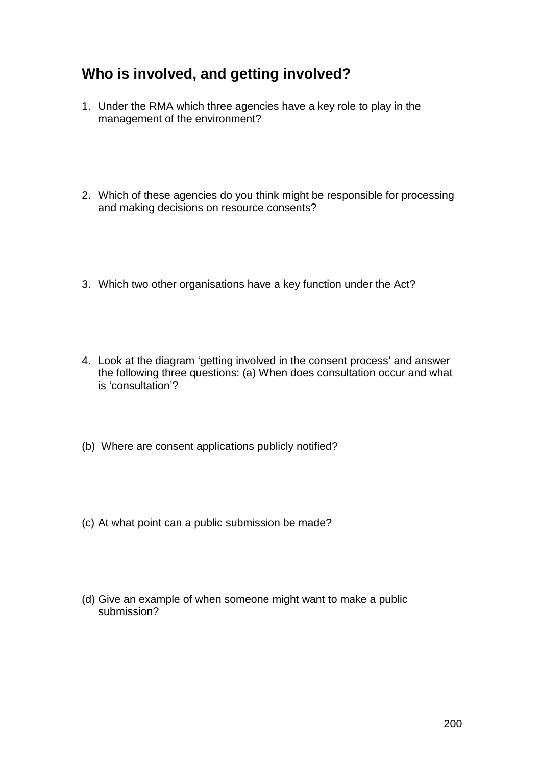## Who is involved, and getting involved?

1. Under the RMA which three agencies have a key role to play in the management of the environment?

2. Which of these agencies do you think might be responsible for processing and making decisions on resource consents?

3. Which two other organisations have a key function under the Act?

4. Look at the diagram 'getting involved in the consent process' and answer the following three questions: (a) When does consultation occur and what is 'consultation'?

(b) Where are consent applications publicly notified?

(c) At what point can a public submission be made?

(d) Give an example of when someone might want to make a public submission?